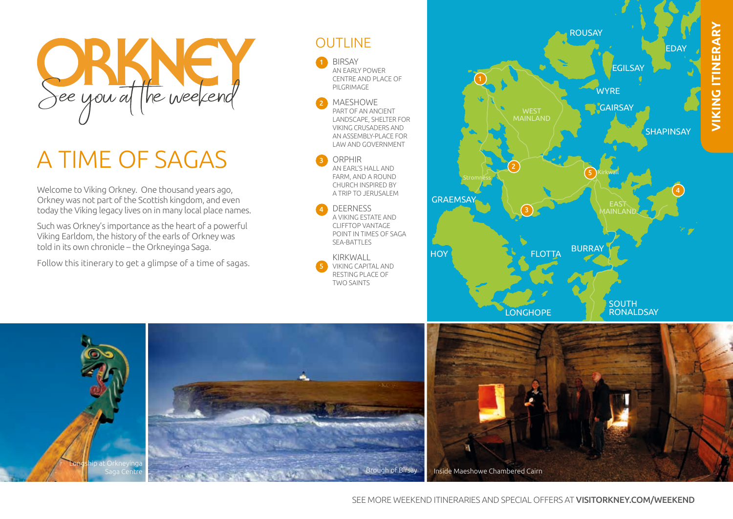# ORKNEY

*See you at the weekend*

## A TIME OF SAGAS

Welcome to Viking Orkney. One thousand years ago, Orkney was not part of the Scottish kingdom, and even today the Viking legacy lives on in many local place names.

Such was Orkney's importance as the heart of a powerful Viking Earldom, the history of the earls of Orkney was told in its own chronicle – the Orkneyinga Saga.

Follow this itinerary to get a glimpse of a time of sagas.

## OUTLINE

1. **BIRSAY** AN EARLY POWER CENTRE AND PLACE OF PILGRIMAGE
2. **MAESHOWE** PART OF AN ANCIENT LANDSCAPE, SHELTER FOR VIKING CRUSADERS AND AN ASSEMBLY-PLACE FOR LAW AND GOVERNMENT
3. **ORPHIR** AN EARL'S HALL AND FARM, AND A ROUND CHURCH INSPIRED BY A TRIP TO JERUSALEM
4. **DEERNESS** A VIKING ESTATE AND CLIFFTOP VANTAGE POINT IN TIMES OF SAGA SEA-BATTLES
5. **KIRKWALL** VIKING CAPITAL AND RESTING PLACE OF TWO SAINTS

**VIKING ITINERARY**

ROUSAY, EDAY, EGILSAY, WYRE, GAIRSAY, SHAPINSAY, WEST MAINLAND, Stromness, Kirkwall, GRAEMSAY, EAST MAINLAND, HOY, FLOTTA, BURRAY, SOUTH RONALDSAY, LONGHOPE

Longship at Orkneyinga Saga Centre

Brough of Birsay

Inside Maeshowe Chambered Cairn

SEE MORE WEEKEND ITINERARIES AND SPECIAL OFFERS AT **VISITORKNEY.COM/WEEKEND**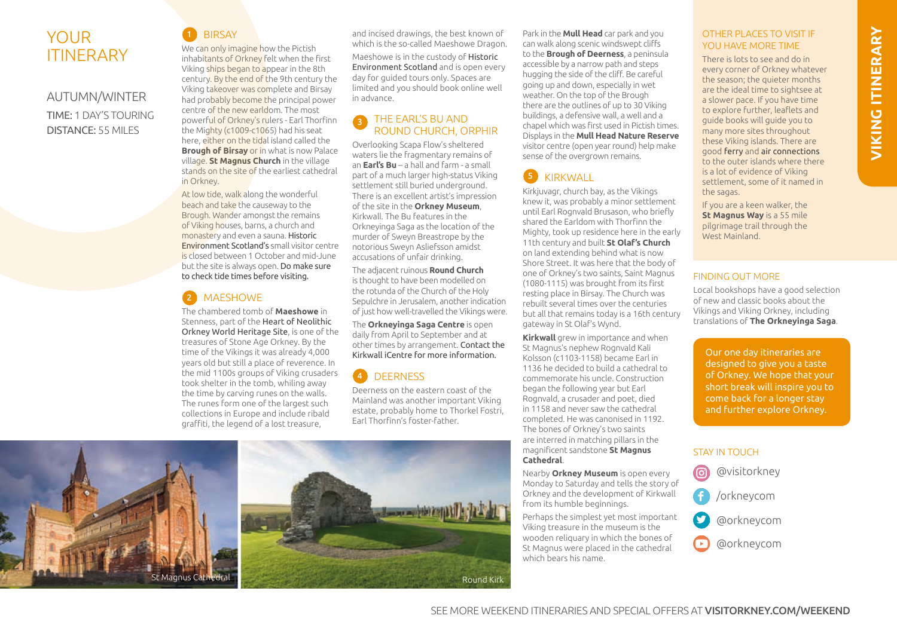# YOUR ITINERARY

## AUTUMN/WINTER

TIME: 1 DAY'S TOURING
DISTANCE: 55 MILES

### 1 BIRSAY

We can only imagine how the Pictish inhabitants of Orkney felt when the first Viking ships began to appear in the 8th century. By the end of the 9th century the Viking takeover was complete and Birsay had probably become the principal power centre of the new earldom. The most powerful of Orkney's rulers - Earl Thorfinn the Mighty (c1009-c1065) had his seat here, either on the tidal island called the **Brough of Birsay** or in what is now Palace village. **St Magnus Church** in the village stands on the site of the earliest cathedral in Orkney.

At low tide, walk along the wonderful beach and take the causeway to the Brough. Wander amongst the remains of Viking houses, barns, a church and monastery and even a sauna. Historic Environment Scotland's small visitor centre is closed between 1 October and mid-June but the site is always open. Do make sure to check tide times before visiting.

### 2 MAESHOWE

The chambered tomb of **Maeshowe** in Stenness, part of the Heart of Neolithic Orkney World Heritage Site, is one of the treasures of Stone Age Orkney. By the time of the Vikings it was already 4,000 years old but still a place of reverence. In the mid 1100s groups of Viking crusaders took shelter in the tomb, whiling away the time by carving runes on the walls. The runes form one of the largest such collections in Europe and include ribald graffiti, the legend of a lost treasure, and incised drawings, the best known of which is the so-called Maeshowe Dragon.

Maeshowe is in the custody of Historic Environment Scotland and is open every day for guided tours only. Spaces are limited and you should book online well in advance.

### 3 THE EARL'S BU AND ROUND CHURCH, ORPHIR

Overlooking Scapa Flow's sheltered waters lie the fragmentary remains of an **Earl's Bu** – a hall and farm - a small part of a much larger high-status Viking settlement still buried underground. There is an excellent artist's impression of the site in the **Orkney Museum**, Kirkwall. The Bu features in the Orkneyinga Saga as the location of the murder of Sweyn Breastrope by the notorious Sweyn Asliefsson amidst accusations of unfair drinking.

The adjacent ruinous **Round Church** is thought to have been modelled on the rotunda of the Church of the Holy Sepulchre in Jerusalem, another indication of just how well-travelled the Vikings were.

The **Orkneyinga Saga Centre** is open daily from April to September and at other times by arrangement. Contact the Kirkwall iCentre for more information.

### 4 DEERNESS

Deerness on the eastern coast of the Mainland was another important Viking estate, probably home to Thorkel Fostri, Earl Thorfinn's foster-father.

Park in the **Mull Head** car park and you can walk along scenic windswept cliffs to the **Brough of Deerness**, a peninsula accessible by a narrow path and steps hugging the side of the cliff. Be careful going up and down, especially in wet weather. On the top of the Brough there are the outlines of up to 30 Viking buildings, a defensive wall, a well and a chapel which was first used in Pictish times. Displays in the **Mull Head Nature Reserve** visitor centre (open year round) help make sense of the overgrown remains.

### 5 KIRKWALL

Kirkjuvagr, church bay, as the Vikings knew it, was probably a minor settlement until Earl Rognvald Brusason, who briefly shared the Earldom with Thorfinn the Mighty, took up residence here in the early 11th century and built **St Olaf's Church** on land extending behind what is now Shore Street. It was here that the body of one of Orkney's two saints, Saint Magnus (1080-1115) was brought from its first resting place in Birsay. The Church was rebuilt several times over the centuries but all that remains today is a 16th century gateway in St Olaf's Wynd.

**Kirkwall** grew in importance and when St Magnus's nephew Rognvald Kali Kolsson (c1103-1158) became Earl in 1136 he decided to build a cathedral to commemorate his uncle. Construction began the following year but Earl Rognvald, a crusader and poet, died in 1158 and never saw the cathedral completed. He was canonised in 1192. The bones of Orkney's two saints are interred in matching pillars in the magnificent sandstone **St Magnus Cathedral**.

Nearby **Orkney Museum** is open every Monday to Saturday and tells the story of Orkney and the development of Kirkwall from its humble beginnings.

Perhaps the simplest yet most important Viking treasure in the museum is the wooden reliquary in which the bones of St Magnus were placed in the cathedral which bears his name.

St Magnus Cathedral

Round Kirk

## OTHER PLACES TO VISIT IF YOU HAVE MORE TIME

There is lots to see and do in every corner of Orkney whatever the season; the quieter months are the ideal time to sightsee at a slower pace. If you have time to explore further, leaflets and guide books will guide you to many more sites throughout these Viking islands. There are good ferry and air connections to the outer islands where there is a lot of evidence of Viking settlement, some of it named in the sagas.

If you are a keen walker, the **St Magnus Way** is a 55 mile pilgrimage trail through the West Mainland.

## FINDING OUT MORE

Local bookshops have a good selection of new and classic books about the Vikings and Viking Orkney, including translations of **The Orkneyinga Saga**.

Our one day itineraries are designed to give you a taste of Orkney. We hope that your short break will inspire you to come back for a longer stay and further explore Orkney.

## STAY IN TOUCH

@visitorkney
/orkneycom
@orkneycom
@orkneycom

SEE MORE WEEKEND ITINERARIES AND SPECIAL OFFERS AT **VISITORKNEY.COM/WEEKEND**